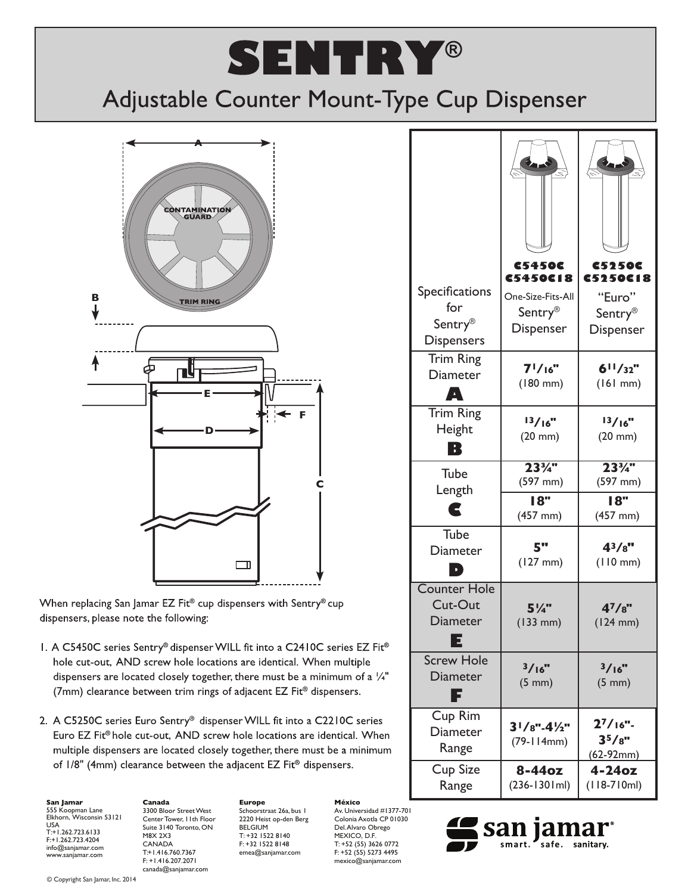# SENTRY®

## Adjustable Counter Mount-Type Cup Dispenser

When replacing San Jamar EZ Fit® cup dispensers with Sentry® cup dispensers, please note the following:

1. A C5450C series Sentry® dispenser WILL fit into a C2410C series EZ Fit® hole cut-out, AND screw hole locations are identical. When multiple dispensers are located closely together, there must be a minimum of a ¼" (7mm) clearance between trim rings of adjacent EZ Fit® dispensers.

2. A C5250C series Euro Sentry® dispenser WILL fit into a C2210C series Euro EZ Fit® hole cut-out, AND screw hole locations are identical. When multiple dispensers are located closely together, there must be a minimum of 1/8" (4mm) clearance between the adjacent EZ Fit® dispensers.

| Specifications for Sentry® Dispensers | C5450C C5450C18 One-Size-Fits-All Sentry® Dispenser | C5250C C5250C18 "Euro" Sentry® Dispenser |
|---|---|---|
| Trim Ring Diameter **A** | **7 1/16"** (180 mm) | **6 11/32"** (161 mm) |
| Trim Ring Height **B** | **13/16"** (20 mm) | **13/16"** (20 mm) |
| Tube Length **C** | **23¾"** (597 mm) | **23¾"** (597 mm) |
| | **18"** (457 mm) | **18"** (457 mm) |
| Tube Diameter **D** | **5"** (127 mm) | **4 3/8"** (110 mm) |
| Counter Hole Cut-Out Diameter **E** | **5¼"** (133 mm) | **4 7/8"** (124 mm) |
| Screw Hole Diameter **F** | **3/16"** (5 mm) | **3/16"** (5 mm) |
| Cup Rim Diameter Range | **3 1/8"-4½"** (79-114mm) | **2 7/16"-3 5/8"** (62-92mm) |
| Cup Size Range | **8-44oz** (236-1301ml) | **4-24oz** (118-710ml) |

**San Jamar**
555 Koopman Lane
Elkhorn, Wisconsin 53121
USA
T:+1.262.723.6133
F:+1.262.723.4204
info@sanjamar.com
www.sanjamar.com

**Canada**
3300 Bloor Street West
Center Tower, 11th Floor
Suite 3140 Toronto, ON
M8X 2X3
CANADA
T:+1.416.760.7367
F: +1.416.207.2071
canada@sanjamar.com

**Europe**
Schoorstraat 26a, bus 1
2220 Heist op-den Berg
BELGIUM
T: +32 1522 8140
F: +32 1522 8148
emea@sanjamar.com

**México**
Av. Universidad #1377-701
Colonia Axotla CP 01030
Del. Alvaro Obrego
MEXICO, D.F.
T: +52 (55) 3626 0772
F: +52 (55) 5273 4495
mexico@sanjamar.com

san jamar® smart. safe. sanitary.

© Copyright San Jamar, Inc. 2014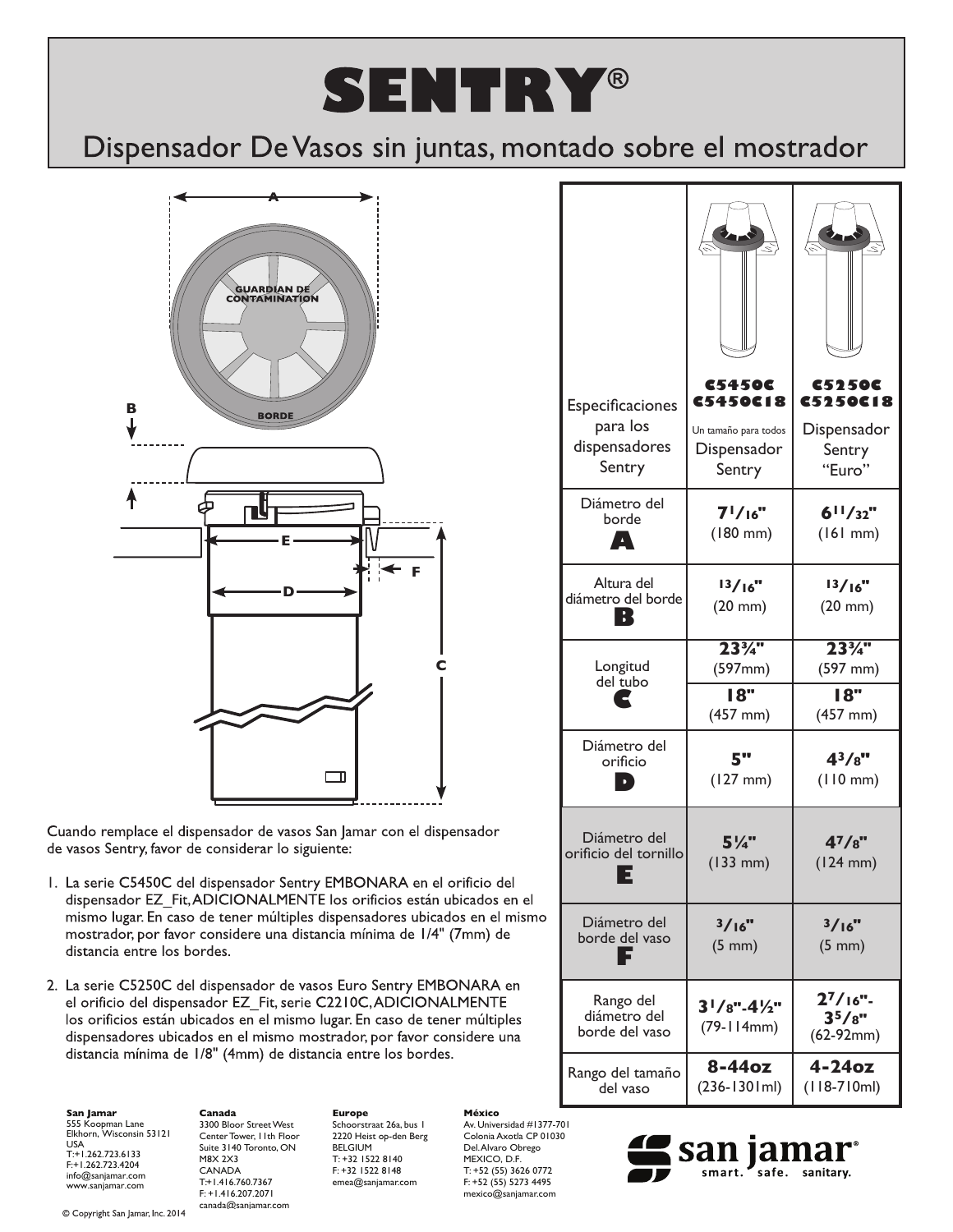# SENTRY®

## Dispensador De Vasos sin juntas, montado sobre el mostrador

A

GUARDIAN DE CONTAMINATION

BORDE

B

E

F

D

C

| Especificaciones para los dispensadores Sentry | C5450C C5450C18 Un tamaño para todos Dispensador Sentry | C5250C C5250C18 Dispensador Sentry "Euro" |
| --- | --- | --- |
| Diámetro del borde **A** | **7 1/16"** (180 mm) | **6 11/32"** (161 mm) |
| Altura del diámetro del borde **B** | **13/16"** (20 mm) | **13/16"** (20 mm) |
| Longitud del tubo **C** | **23¾"** (597mm) | **23¾"** (597 mm) |
| | **18"** (457 mm) | **18"** (457 mm) |
| Diámetro del orificio **D** | **5"** (127 mm) | **4 3/8"** (110 mm) |
| Diámetro del orificio del tornillo **E** | **5¼"** (133 mm) | **4 7/8"** (124 mm) |
| Diámetro del borde del vaso **F** | **3/16"** (5 mm) | **3/16"** (5 mm) |
| Rango del diámetro del borde del vaso | **3 1/8"-4½"** (79-114mm) | **2 7/16"-3 5/8"** (62-92mm) |
| Rango del tamaño del vaso | **8-44oz** (236-1301ml) | **4-24oz** (118-710ml) |

Cuando remplace el dispensador de vasos San Jamar con el dispensador de vasos Sentry, favor de considerar lo siguiente:

1. La serie C5450C del dispensador Sentry EMBONARA en el orificio del dispensador EZ_Fit, ADICIONALMENTE los orificios están ubicados en el mismo lugar. En caso de tener múltiples dispensadores ubicados en el mismo mostrador, por favor considere una distancia mínima de 1/4" (7mm) de distancia entre los bordes.

2. La serie C5250C del dispensador de vasos Euro Sentry EMBONARA en el orificio del dispensador EZ_Fit, serie C2210C, ADICIONALMENTE los orificios están ubicados en el mismo lugar. En caso de tener múltiples dispensadores ubicados en el mismo mostrador, por favor considere una distancia mínima de 1/8" (4mm) de distancia entre los bordes.

**San Jamar**
555 Koopman Lane
Elkhorn, Wisconsin 53121
USA
T:+1.262.723.6133
F:+1.262.723.4204
info@sanjamar.com
www.sanjamar.com

**Canada**
3300 Bloor Street West
Center Tower, 11th Floor
Suite 3140 Toronto, ON
M8X 2X3
CANADA
T:+1.416.760.7367
F: +1.416.207.2071
canada@sanjamar.com

**Europe**
Schoorstraat 26a, bus 1
2220 Heist op-den Berg
BELGIUM
T: +32 1522 8140
F: +32 1522 8148
emea@sanjamar.com

**México**
Av. Universidad #1377-701
Colonia Axotla CP 01030
Del. Alvaro Obrego
MEXICO, D.F.
T: +52 (55) 3626 0772
F: +52 (55) 5273 4495
mexico@sanjamar.com

san jamar® smart. safe. sanitary.

© Copyright San Jamar, Inc. 2014